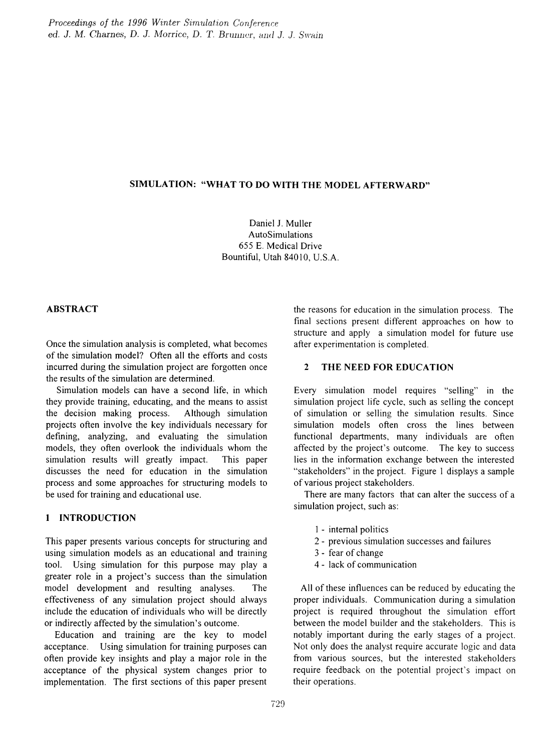# SIMULATION: "WHAT TO DO WITH THE MODEL AFTERWARD"

Daniel J. Muller
AutoSimulations
655 E. Medical Drive
Bountiful, Utah 84010, U.S.A.

## ABSTRACT

Once the simulation analysis is completed, what becomes of the simulation model? Often all the efforts and costs incurred during the simulation project are forgotten once the results of the simulation are determined.

Simulation models can have a second life, in which they provide training, educating, and the means to assist the decision making process. Although simulation projects often involve the key individuals necessary for defining, analyzing, and evaluating the simulation models, they often overlook the individuals whom the simulation results will greatly impact. This paper discusses the need for education in the simulation process and some approaches for structuring models to be used for training and educational use.

## 1 INTRODUCTION

This paper presents various concepts for structuring and using simulation models as an educational and training tool. Using simulation for this purpose may play a greater role in a project's success than the simulation model development and resulting analyses. The effectiveness of any simulation project should always include the education of individuals who will be directly or indirectly affected by the simulation's outcome.

Education and training are the key to model acceptance. Using simulation for training purposes can often provide key insights and play a major role in the acceptance of the physical system changes prior to implementation. The first sections of this paper present the reasons for education in the simulation process. The final sections present different approaches on how to structure and apply a simulation model for future use after experimentation is completed.

## 2 THE NEED FOR EDUCATION

Every simulation model requires "selling" in the simulation project life cycle, such as selling the concept of simulation or selling the simulation results. Since simulation models often cross the lines between functional departments, many individuals are often affected by the project's outcome. The key to success lies in the information exchange between the interested "stakeholders" in the project. Figure 1 displays a sample of various project stakeholders.

There are many factors that can alter the success of a simulation project, such as:

1 - internal politics
2 - previous simulation successes and failures
3 - fear of change
4 - lack of communication

All of these influences can be reduced by educating the proper individuals. Communication during a simulation project is required throughout the simulation effort between the model builder and the stakeholders. This is notably important during the early stages of a project. Not only does the analyst require accurate logic and data from various sources, but the interested stakeholders require feedback on the potential project's impact on their operations.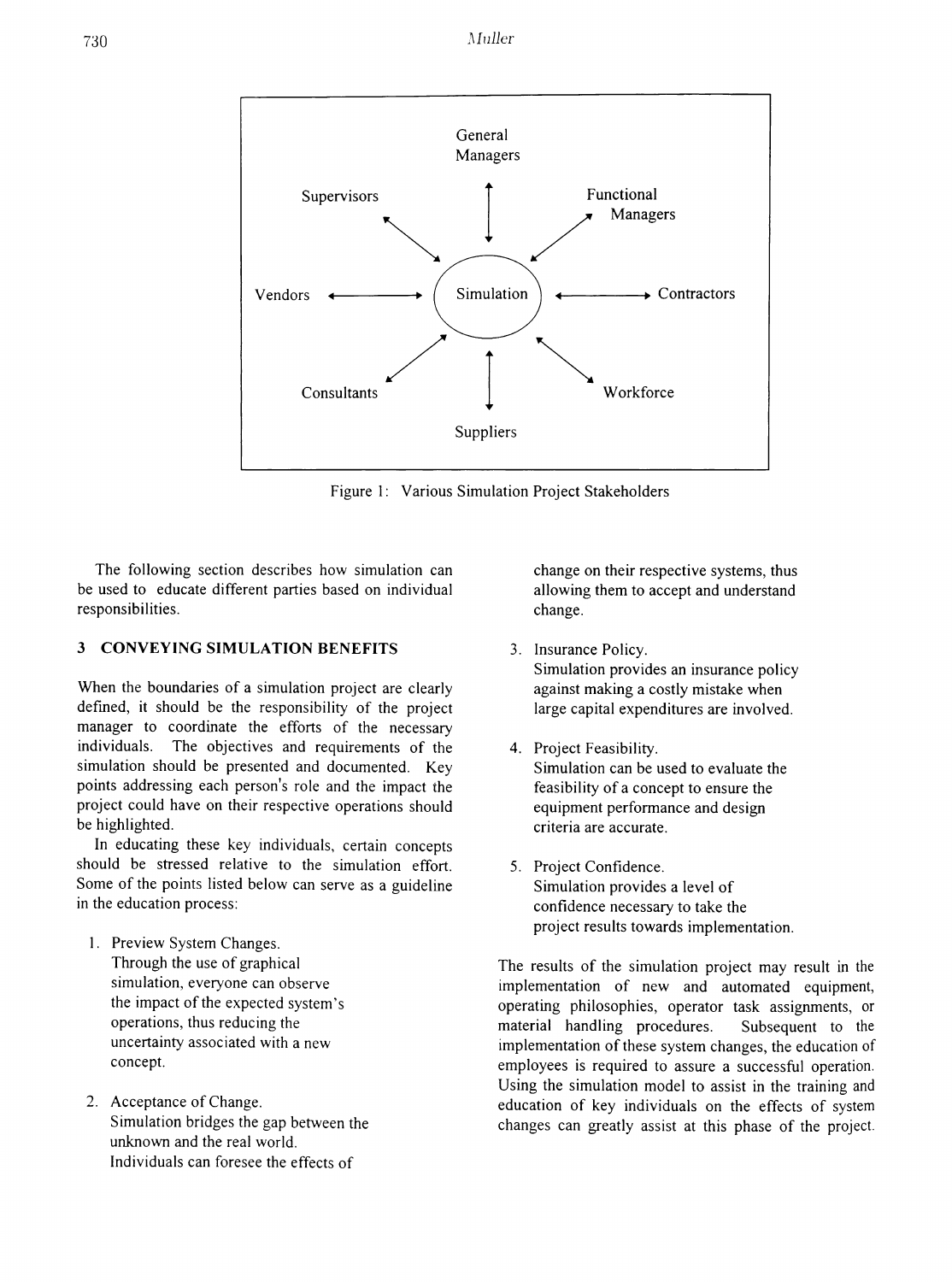General Managers

Supervisors

Functional Managers

Vendors

Simulation

Contractors

Consultants

Workforce

Suppliers

Figure 1: Various Simulation Project Stakeholders

The following section describes how simulation can be used to educate different parties based on individual responsibilities.

## 3 CONVEYING SIMULATION BENEFITS

When the boundaries of a simulation project are clearly defined, it should be the responsibility of the project manager to coordinate the efforts of the necessary individuals. The objectives and requirements of the simulation should be presented and documented. Key points addressing each person's role and the impact the project could have on their respective operations should be highlighted.

In educating these key individuals, certain concepts should be stressed relative to the simulation effort. Some of the points listed below can serve as a guideline in the education process:

1. Preview System Changes.
   Through the use of graphical simulation, everyone can observe the impact of the expected system's operations, thus reducing the uncertainty associated with a new concept.

2. Acceptance of Change.
   Simulation bridges the gap between the unknown and the real world. Individuals can foresee the effects of change on their respective systems, thus allowing them to accept and understand change.

3. Insurance Policy.
   Simulation provides an insurance policy against making a costly mistake when large capital expenditures are involved.

4. Project Feasibility.
   Simulation can be used to evaluate the feasibility of a concept to ensure the equipment performance and design criteria are accurate.

5. Project Confidence.
   Simulation provides a level of confidence necessary to take the project results towards implementation.

The results of the simulation project may result in the implementation of new and automated equipment, operating philosophies, operator task assignments, or material handling procedures. Subsequent to the implementation of these system changes, the education of employees is required to assure a successful operation. Using the simulation model to assist in the training and education of key individuals on the effects of system changes can greatly assist at this phase of the project.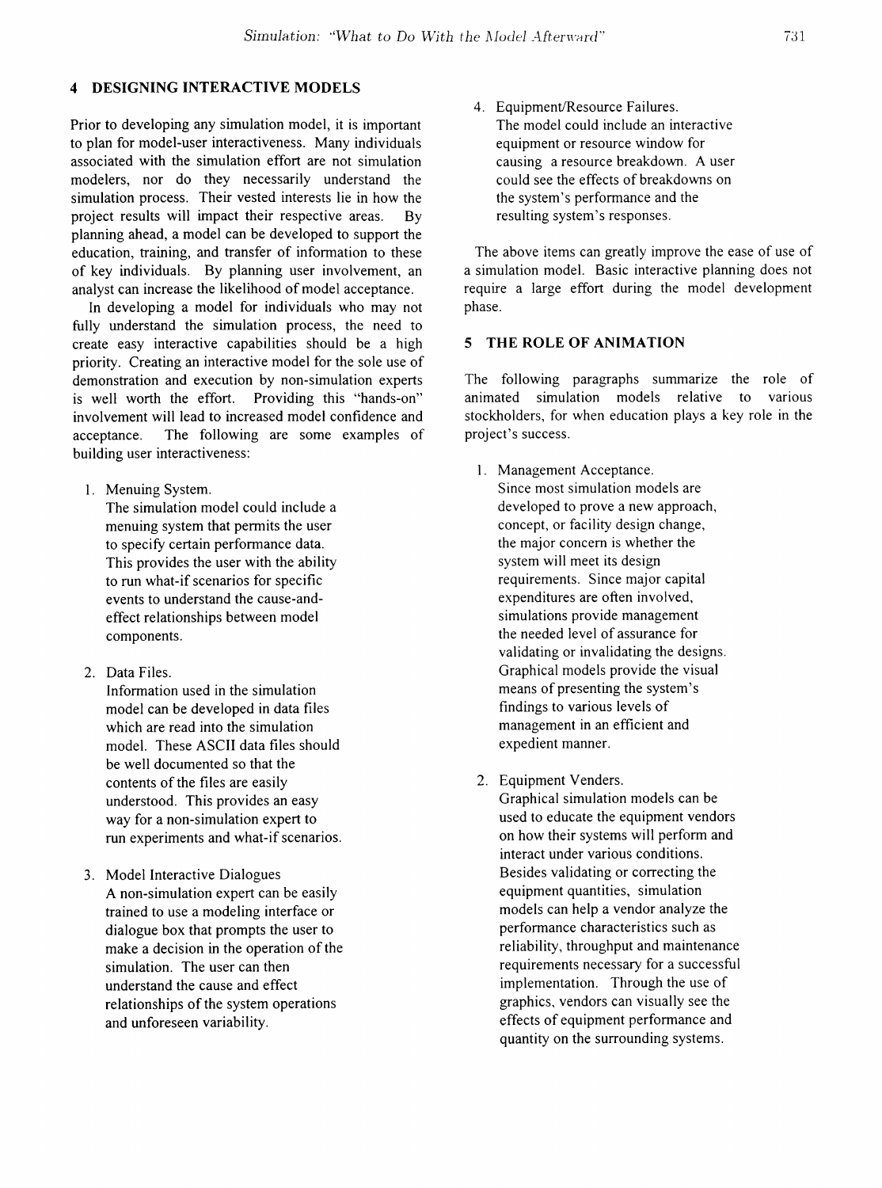## 4 DESIGNING INTERACTIVE MODELS

Prior to developing any simulation model, it is important to plan for model-user interactiveness. Many individuals associated with the simulation effort are not simulation modelers, nor do they necessarily understand the simulation process. Their vested interests lie in how the project results will impact their respective areas. By planning ahead, a model can be developed to support the education, training, and transfer of information to these of key individuals. By planning user involvement, an analyst can increase the likelihood of model acceptance.

In developing a model for individuals who may not fully understand the simulation process, the need to create easy interactive capabilities should be a high priority. Creating an interactive model for the sole use of demonstration and execution by non-simulation experts is well worth the effort. Providing this "hands-on" involvement will lead to increased model confidence and acceptance. The following are some examples of building user interactiveness:

1. Menuing System.
   The simulation model could include a menuing system that permits the user to specify certain performance data. This provides the user with the ability to run what-if scenarios for specific events to understand the cause-and-effect relationships between model components.

2. Data Files.
   Information used in the simulation model can be developed in data files which are read into the simulation model. These ASCII data files should be well documented so that the contents of the files are easily understood. This provides an easy way for a non-simulation expert to run experiments and what-if scenarios.

3. Model Interactive Dialogues
   A non-simulation expert can be easily trained to use a modeling interface or dialogue box that prompts the user to make a decision in the operation of the simulation. The user can then understand the cause and effect relationships of the system operations and unforeseen variability.

4. Equipment/Resource Failures.
   The model could include an interactive equipment or resource window for causing a resource breakdown. A user could see the effects of breakdowns on the system's performance and the resulting system's responses.

The above items can greatly improve the ease of use of a simulation model. Basic interactive planning does not require a large effort during the model development phase.

## 5 THE ROLE OF ANIMATION

The following paragraphs summarize the role of animated simulation models relative to various stockholders, for when education plays a key role in the project's success.

1. Management Acceptance.
   Since most simulation models are developed to prove a new approach, concept, or facility design change, the major concern is whether the system will meet its design requirements. Since major capital expenditures are often involved, simulations provide management the needed level of assurance for validating or invalidating the designs. Graphical models provide the visual means of presenting the system's findings to various levels of management in an efficient and expedient manner.

2. Equipment Venders.
   Graphical simulation models can be used to educate the equipment vendors on how their systems will perform and interact under various conditions. Besides validating or correcting the equipment quantities, simulation models can help a vendor analyze the performance characteristics such as reliability, throughput and maintenance requirements necessary for a successful implementation. Through the use of graphics, vendors can visually see the effects of equipment performance and quantity on the surrounding systems.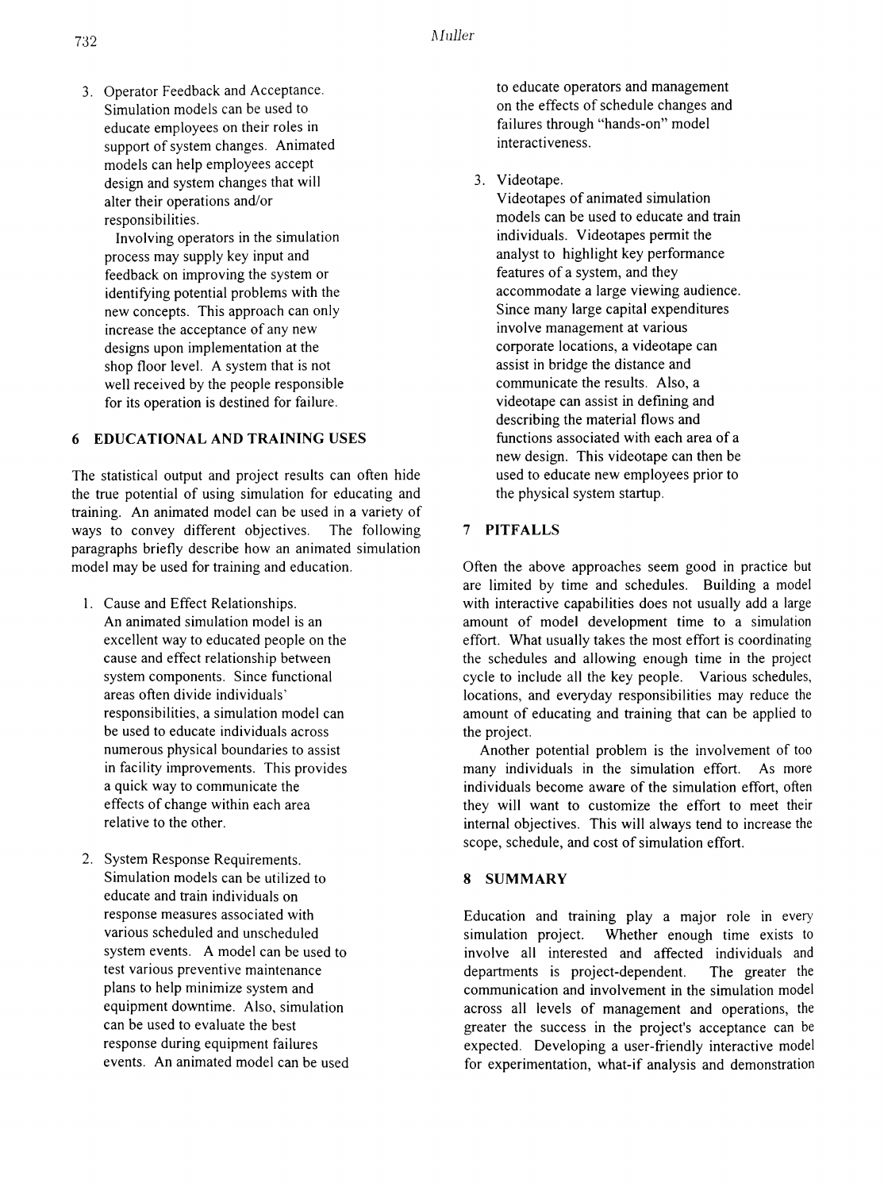3. Operator Feedback and Acceptance. Simulation models can be used to educate employees on their roles in support of system changes. Animated models can help employees accept design and system changes that will alter their operations and/or responsibilities.

   Involving operators in the simulation process may supply key input and feedback on improving the system or identifying potential problems with the new concepts. This approach can only increase the acceptance of any new designs upon implementation at the shop floor level. A system that is not well received by the people responsible for its operation is destined for failure.

## 6 EDUCATIONAL AND TRAINING USES

The statistical output and project results can often hide the true potential of using simulation for educating and training. An animated model can be used in a variety of ways to convey different objectives. The following paragraphs briefly describe how an animated simulation model may be used for training and education.

1. Cause and Effect Relationships. An animated simulation model is an excellent way to educated people on the cause and effect relationship between system components. Since functional areas often divide individuals' responsibilities, a simulation model can be used to educate individuals across numerous physical boundaries to assist in facility improvements. This provides a quick way to communicate the effects of change within each area relative to the other.

2. System Response Requirements. Simulation models can be utilized to educate and train individuals on response measures associated with various scheduled and unscheduled system events. A model can be used to test various preventive maintenance plans to help minimize system and equipment downtime. Also, simulation can be used to evaluate the best response during equipment failures events. An animated model can be used to educate operators and management on the effects of schedule changes and failures through "hands-on" model interactiveness.

3. Videotape. Videotapes of animated simulation models can be used to educate and train individuals. Videotapes permit the analyst to highlight key performance features of a system, and they accommodate a large viewing audience. Since many large capital expenditures involve management at various corporate locations, a videotape can assist in bridge the distance and communicate the results. Also, a videotape can assist in defining and describing the material flows and functions associated with each area of a new design. This videotape can then be used to educate new employees prior to the physical system startup.

## 7 PITFALLS

Often the above approaches seem good in practice but are limited by time and schedules. Building a model with interactive capabilities does not usually add a large amount of model development time to a simulation effort. What usually takes the most effort is coordinating the schedules and allowing enough time in the project cycle to include all the key people. Various schedules, locations, and everyday responsibilities may reduce the amount of educating and training that can be applied to the project.

Another potential problem is the involvement of too many individuals in the simulation effort. As more individuals become aware of the simulation effort, often they will want to customize the effort to meet their internal objectives. This will always tend to increase the scope, schedule, and cost of simulation effort.

## 8 SUMMARY

Education and training play a major role in every simulation project. Whether enough time exists to involve all interested and affected individuals and departments is project-dependent. The greater the communication and involvement in the simulation model across all levels of management and operations, the greater the success in the project's acceptance can be expected. Developing a user-friendly interactive model for experimentation, what-if analysis and demonstration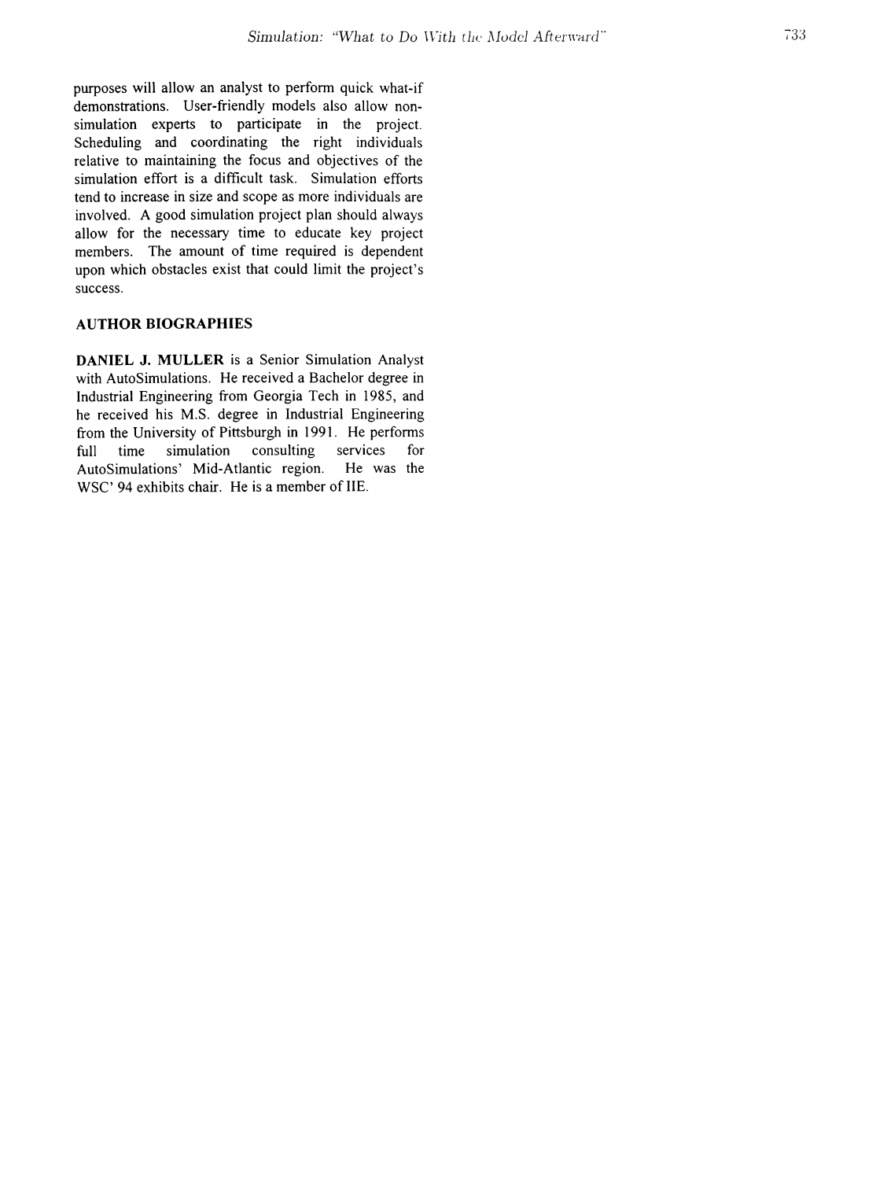purposes will allow an analyst to perform quick what-if demonstrations. User-friendly models also allow non-simulation experts to participate in the project. Scheduling and coordinating the right individuals relative to maintaining the focus and objectives of the simulation effort is a difficult task. Simulation efforts tend to increase in size and scope as more individuals are involved. A good simulation project plan should always allow for the necessary time to educate key project members. The amount of time required is dependent upon which obstacles exist that could limit the project's success.

## AUTHOR BIOGRAPHIES

**DANIEL J. MULLER** is a Senior Simulation Analyst with AutoSimulations. He received a Bachelor degree in Industrial Engineering from Georgia Tech in 1985, and he received his M.S. degree in Industrial Engineering from the University of Pittsburgh in 1991. He performs full time simulation consulting services for AutoSimulations' Mid-Atlantic region. He was the WSC' 94 exhibits chair. He is a member of IIE.